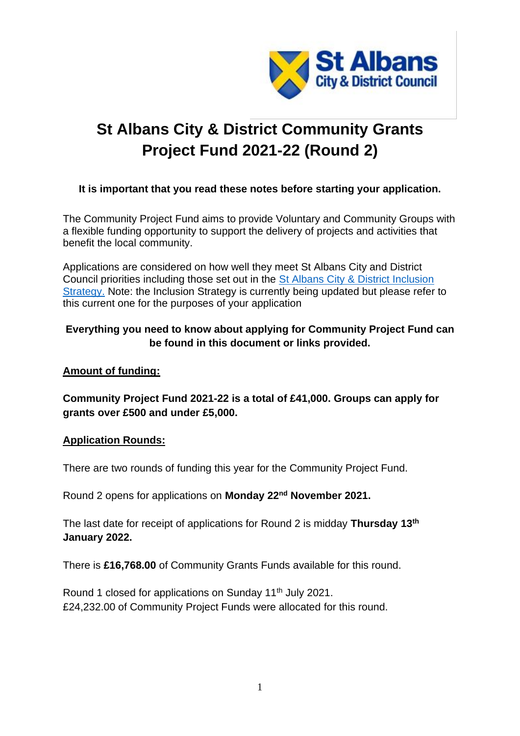St Albans City & District Council

# St Albans City & District Community Grants Project Fund 2021-22 (Round 2)

**It is important that you read these notes before starting your application.**

The Community Project Fund aims to provide Voluntary and Community Groups with a flexible funding opportunity to support the delivery of projects and activities that benefit the local community.

Applications are considered on how well they meet St Albans City and District Council priorities including those set out in the St Albans City & District Inclusion Strategy. Note: the Inclusion Strategy is currently being updated but please refer to this current one for the purposes of your application

**Everything you need to know about applying for Community Project Fund can be found in this document or links provided.**

**Amount of funding:**

**Community Project Fund 2021-22 is a total of £41,000. Groups can apply for grants over £500 and under £5,000.**

**Application Rounds:**

There are two rounds of funding this year for the Community Project Fund.

Round 2 opens for applications on **Monday 22nd November 2021.**

The last date for receipt of applications for Round 2 is midday **Thursday 13th January 2022.**

There is **£16,768.00** of Community Grants Funds available for this round.

Round 1 closed for applications on Sunday 11th July 2021.
£24,232.00 of Community Project Funds were allocated for this round.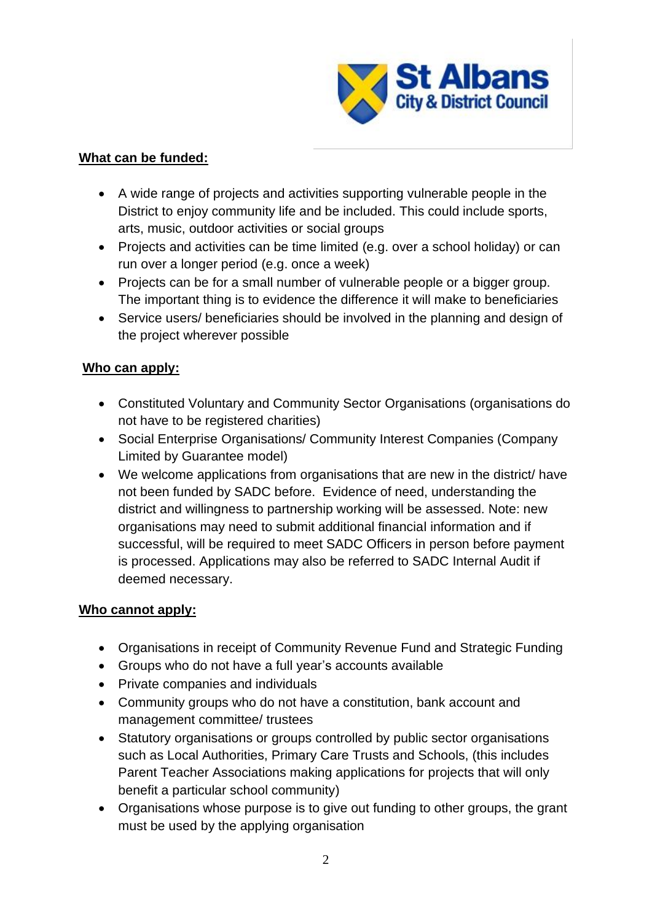**What can be funded:**

- A wide range of projects and activities supporting vulnerable people in the District to enjoy community life and be included. This could include sports, arts, music, outdoor activities or social groups
- Projects and activities can be time limited (e.g. over a school holiday) or can run over a longer period (e.g. once a week)
- Projects can be for a small number of vulnerable people or a bigger group. The important thing is to evidence the difference it will make to beneficiaries
- Service users/ beneficiaries should be involved in the planning and design of the project wherever possible

**Who can apply:**

- Constituted Voluntary and Community Sector Organisations (organisations do not have to be registered charities)
- Social Enterprise Organisations/ Community Interest Companies (Company Limited by Guarantee model)
- We welcome applications from organisations that are new in the district/ have not been funded by SADC before. Evidence of need, understanding the district and willingness to partnership working will be assessed. Note: new organisations may need to submit additional financial information and if successful, will be required to meet SADC Officers in person before payment is processed. Applications may also be referred to SADC Internal Audit if deemed necessary.

**Who cannot apply:**

- Organisations in receipt of Community Revenue Fund and Strategic Funding
- Groups who do not have a full year's accounts available
- Private companies and individuals
- Community groups who do not have a constitution, bank account and management committee/ trustees
- Statutory organisations or groups controlled by public sector organisations such as Local Authorities, Primary Care Trusts and Schools, (this includes Parent Teacher Associations making applications for projects that will only benefit a particular school community)
- Organisations whose purpose is to give out funding to other groups, the grant must be used by the applying organisation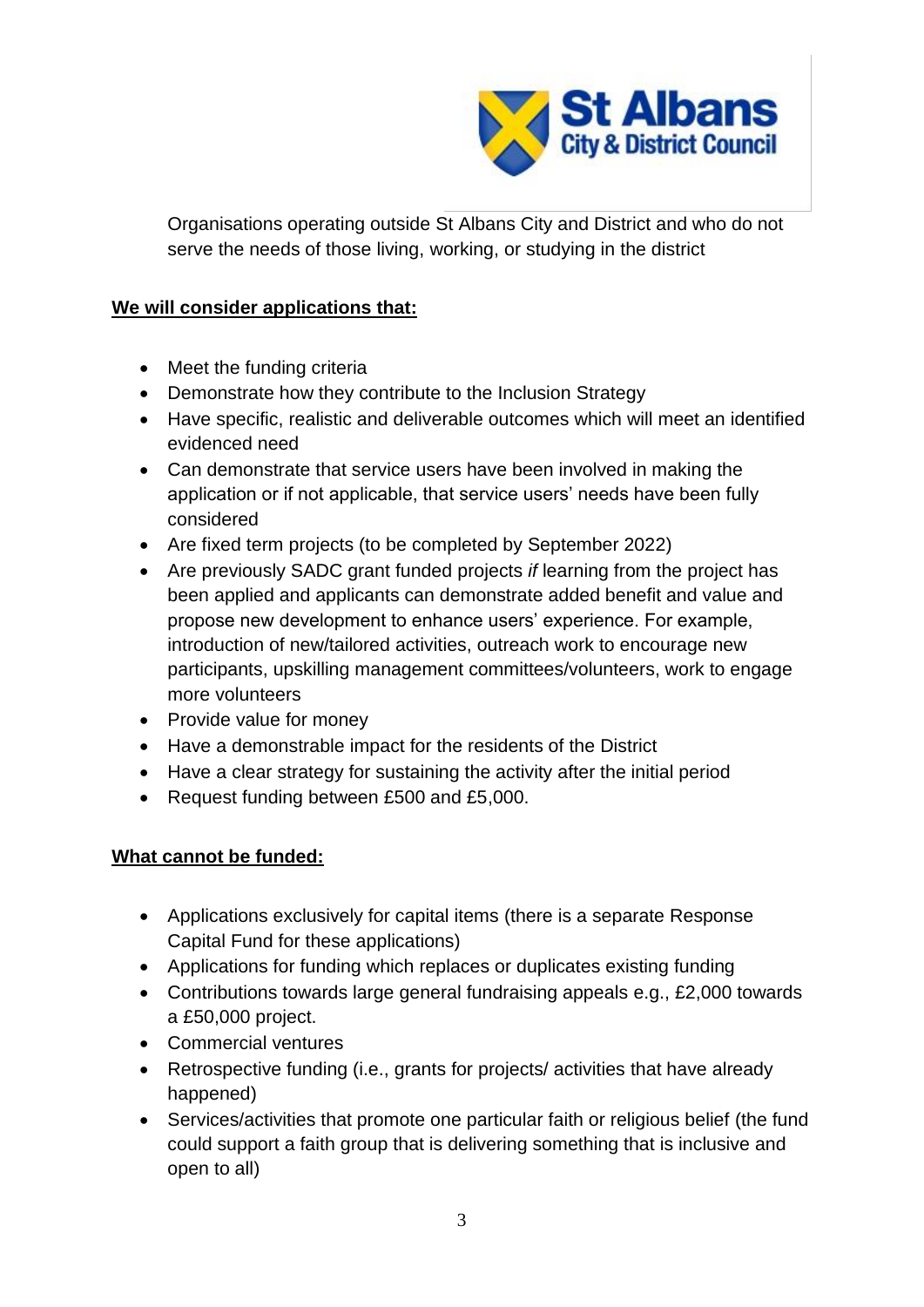Organisations operating outside St Albans City and District and who do not serve the needs of those living, working, or studying in the district

**We will consider applications that:**

- Meet the funding criteria
- Demonstrate how they contribute to the Inclusion Strategy
- Have specific, realistic and deliverable outcomes which will meet an identified evidenced need
- Can demonstrate that service users have been involved in making the application or if not applicable, that service users' needs have been fully considered
- Are fixed term projects (to be completed by September 2022)
- Are previously SADC grant funded projects *if* learning from the project has been applied and applicants can demonstrate added benefit and value and propose new development to enhance users' experience. For example, introduction of new/tailored activities, outreach work to encourage new participants, upskilling management committees/volunteers, work to engage more volunteers
- Provide value for money
- Have a demonstrable impact for the residents of the District
- Have a clear strategy for sustaining the activity after the initial period
- Request funding between £500 and £5,000.

**What cannot be funded:**

- Applications exclusively for capital items (there is a separate Response Capital Fund for these applications)
- Applications for funding which replaces or duplicates existing funding
- Contributions towards large general fundraising appeals e.g., £2,000 towards a £50,000 project.
- Commercial ventures
- Retrospective funding (i.e., grants for projects/ activities that have already happened)
- Services/activities that promote one particular faith or religious belief (the fund could support a faith group that is delivering something that is inclusive and open to all)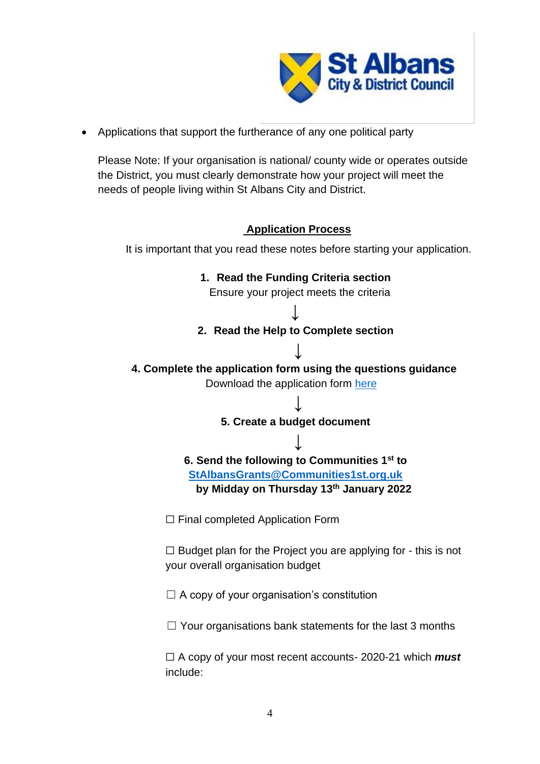- Applications that support the furtherance of any one political party

Please Note: If your organisation is national/ county wide or operates outside the District, you must clearly demonstrate how your project will meet the needs of people living within St Albans City and District.

## Application Process

It is important that you read these notes before starting your application.

**1. Read the Funding Criteria section**
Ensure your project meets the criteria

↓

**2. Read the Help to Complete section**

↓

**4. Complete the application form using the questions guidance**
Download the application form [here]

↓

**5. Create a budget document**

↓

**6. Send the following to Communities 1st to [StAlbansGrants@Communities1st.org.uk](mailto:StAlbansGrants@Communities1st.org.uk) by Midday on Thursday 13th January 2022**

☐ Final completed Application Form

☐ Budget plan for the Project you are applying for - this is not your overall organisation budget

☐ A copy of your organisation's constitution

☐ Your organisations bank statements for the last 3 months

☐ A copy of your most recent accounts- 2020-21 which ***must*** include: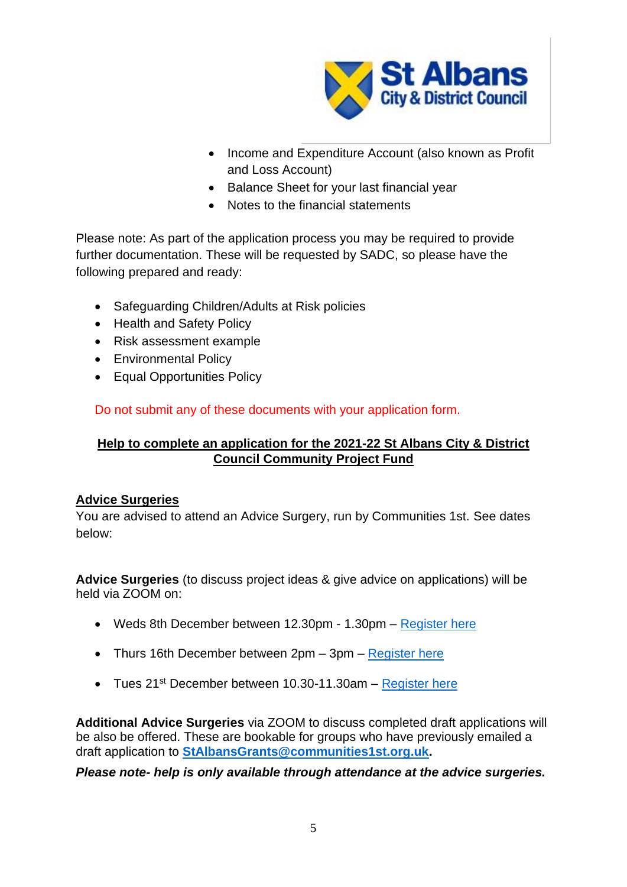- Income and Expenditure Account (also known as Profit and Loss Account)
- Balance Sheet for your last financial year
- Notes to the financial statements

Please note: As part of the application process you may be required to provide further documentation. These will be requested by SADC, so please have the following prepared and ready:

- Safeguarding Children/Adults at Risk policies
- Health and Safety Policy
- Risk assessment example
- Environmental Policy
- Equal Opportunities Policy

Do not submit any of these documents with your application form.

## Help to complete an application for the 2021-22 St Albans City & District Council Community Project Fund

### Advice Surgeries

You are advised to attend an Advice Surgery, run by Communities 1st. See dates below:

**Advice Surgeries** (to discuss project ideas & give advice on applications) will be held via ZOOM on:

- Weds 8th December between 12.30pm - 1.30pm – Register here
- Thurs 16th December between 2pm – 3pm – Register here
- Tues 21st December between 10.30-11.30am – Register here

**Additional Advice Surgeries** via ZOOM to discuss completed draft applications will be also be offered. These are bookable for groups who have previously emailed a draft application to **StAlbansGrants@communities1st.org.uk**.

***Please note- help is only available through attendance at the advice surgeries.***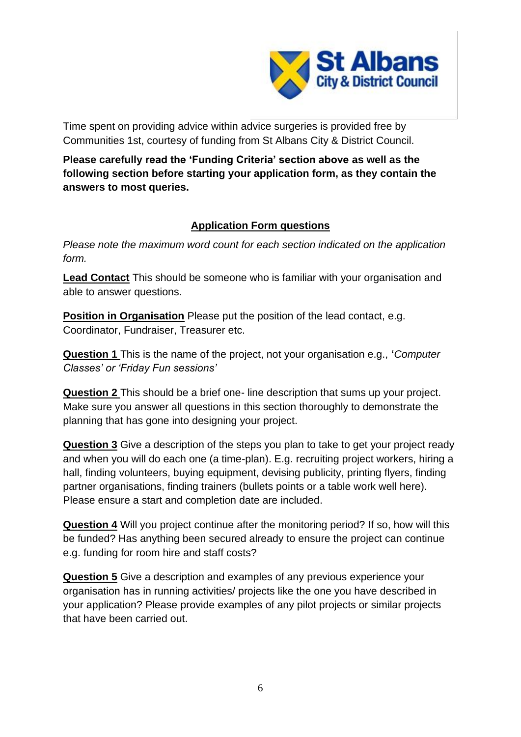Time spent on providing advice within advice surgeries is provided free by Communities 1st, courtesy of funding from St Albans City & District Council.

**Please carefully read the 'Funding Criteria' section above as well as the following section before starting your application form, as they contain the answers to most queries.**

## Application Form questions

*Please note the maximum word count for each section indicated on the application form.*

**Lead Contact** This should be someone who is familiar with your organisation and able to answer questions.

**Position in Organisation** Please put the position of the lead contact, e.g. Coordinator, Fundraiser, Treasurer etc.

**Question 1** This is the name of the project, not your organisation e.g., **'***Computer Classes' or 'Friday Fun sessions'*

**Question 2** This should be a brief one- line description that sums up your project. Make sure you answer all questions in this section thoroughly to demonstrate the planning that has gone into designing your project.

**Question 3** Give a description of the steps you plan to take to get your project ready and when you will do each one (a time-plan). E.g. recruiting project workers, hiring a hall, finding volunteers, buying equipment, devising publicity, printing flyers, finding partner organisations, finding trainers (bullets points or a table work well here). Please ensure a start and completion date are included.

**Question 4** Will you project continue after the monitoring period? If so, how will this be funded? Has anything been secured already to ensure the project can continue e.g. funding for room hire and staff costs?

**Question 5** Give a description and examples of any previous experience your organisation has in running activities/ projects like the one you have described in your application? Please provide examples of any pilot projects or similar projects that have been carried out.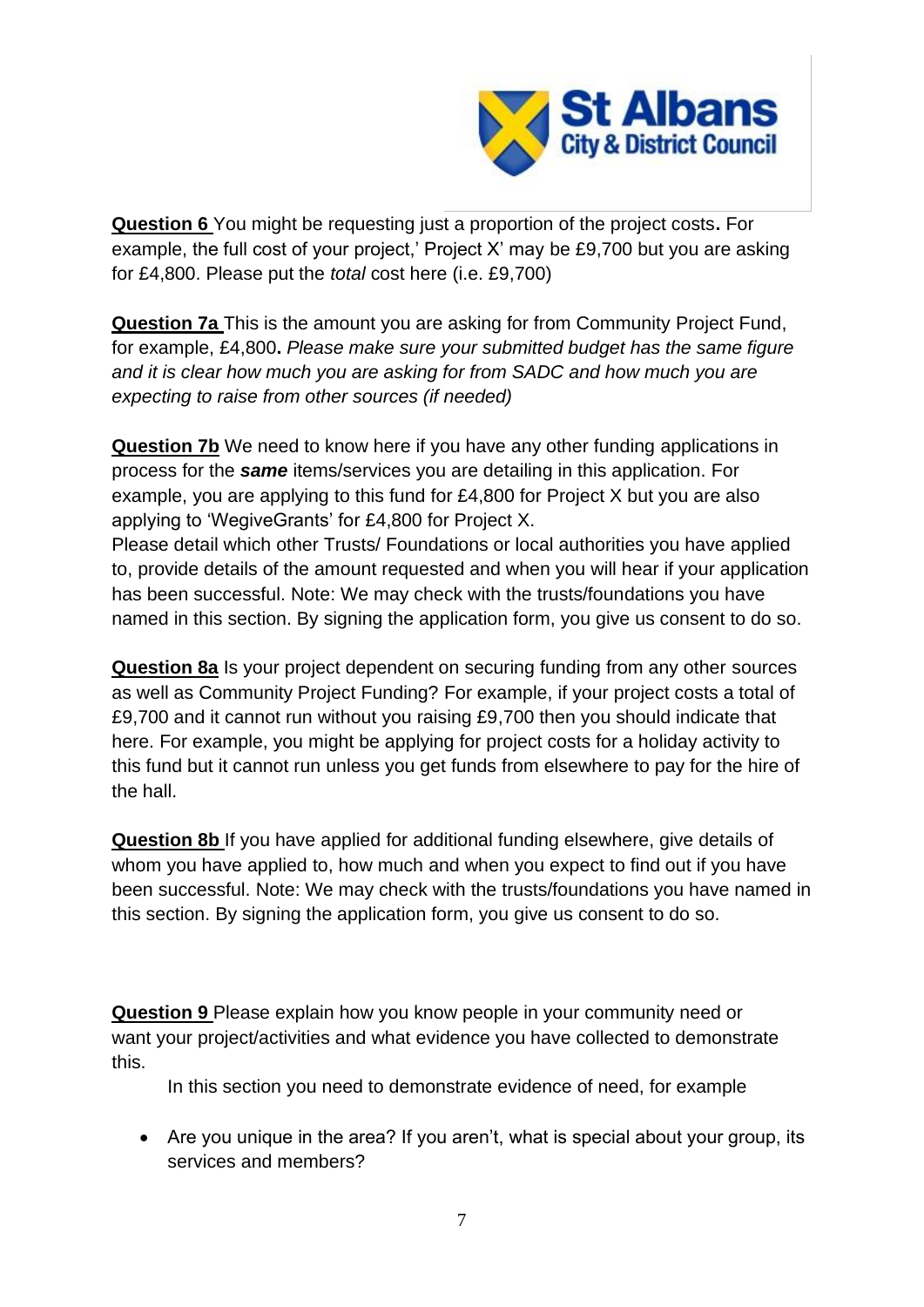**Question 6** You might be requesting just a proportion of the project costs**.** For example, the full cost of your project,' Project X' may be £9,700 but you are asking for £4,800. Please put the *total* cost here (i.e. £9,700)

**Question 7a** This is the amount you are asking for from Community Project Fund, for example, £4,800**.** *Please make sure your submitted budget has the same figure and it is clear how much you are asking for from SADC and how much you are expecting to raise from other sources (if needed)*

**Question 7b** We need to know here if you have any other funding applications in process for the ***same*** items/services you are detailing in this application. For example, you are applying to this fund for £4,800 for Project X but you are also applying to 'WegiveGrants' for £4,800 for Project X.
Please detail which other Trusts/ Foundations or local authorities you have applied to, provide details of the amount requested and when you will hear if your application has been successful. Note: We may check with the trusts/foundations you have named in this section. By signing the application form, you give us consent to do so.

**Question 8a** Is your project dependent on securing funding from any other sources as well as Community Project Funding? For example, if your project costs a total of £9,700 and it cannot run without you raising £9,700 then you should indicate that here. For example, you might be applying for project costs for a holiday activity to this fund but it cannot run unless you get funds from elsewhere to pay for the hire of the hall.

**Question 8b** If you have applied for additional funding elsewhere, give details of whom you have applied to, how much and when you expect to find out if you have been successful. Note: We may check with the trusts/foundations you have named in this section. By signing the application form, you give us consent to do so.

**Question 9** Please explain how you know people in your community need or want your project/activities and what evidence you have collected to demonstrate this.

In this section you need to demonstrate evidence of need, for example

- Are you unique in the area? If you aren't, what is special about your group, its services and members?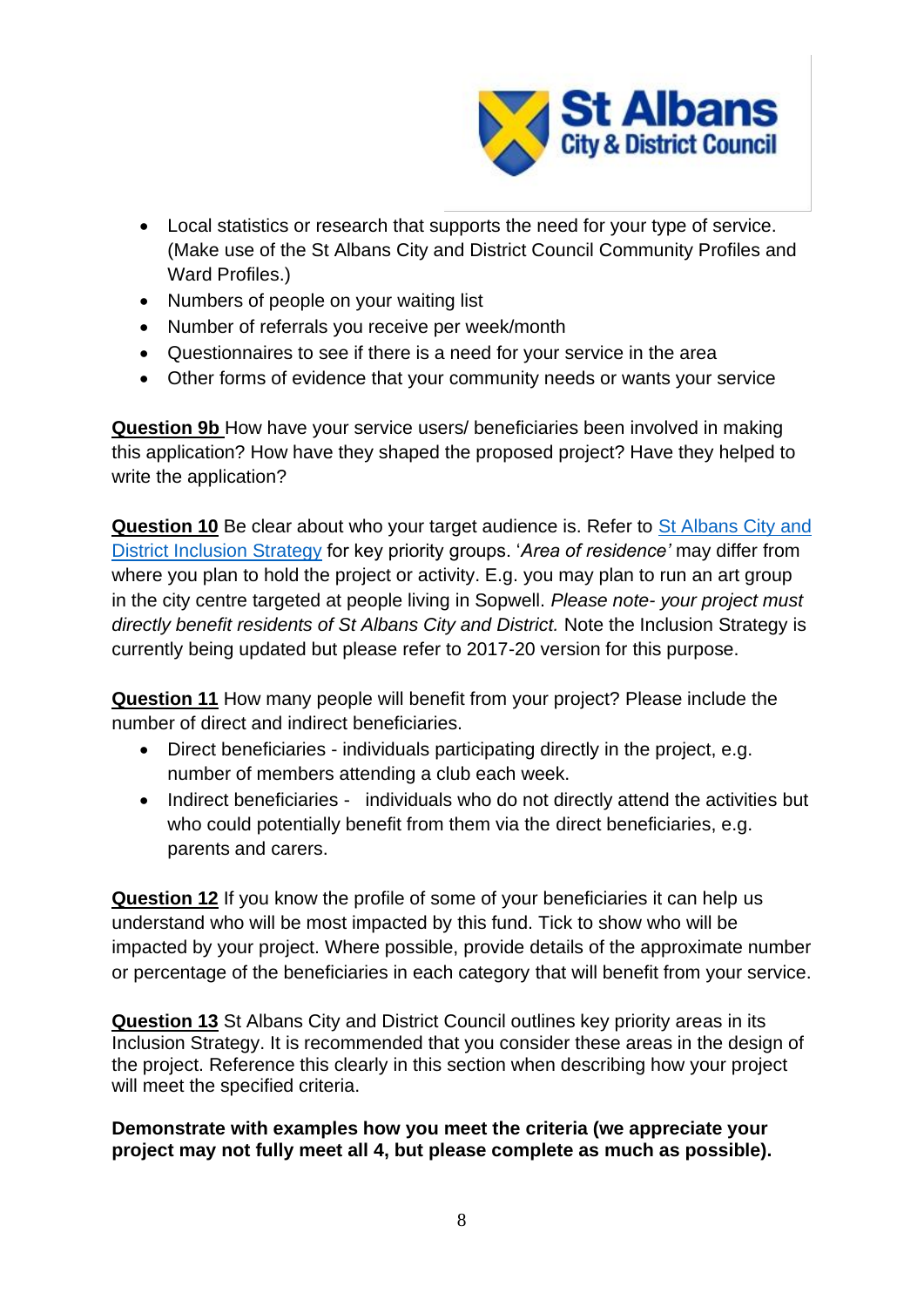- Local statistics or research that supports the need for your type of service. (Make use of the St Albans City and District Council Community Profiles and Ward Profiles.)
- Numbers of people on your waiting list
- Number of referrals you receive per week/month
- Questionnaires to see if there is a need for your service in the area
- Other forms of evidence that your community needs or wants your service

**Question 9b** How have your service users/ beneficiaries been involved in making this application? How have they shaped the proposed project? Have they helped to write the application?

**Question 10** Be clear about who your target audience is. Refer to [St Albans City and District Inclusion Strategy] for key priority groups. '*Area of residence'* may differ from where you plan to hold the project or activity. E.g. you may plan to run an art group in the city centre targeted at people living in Sopwell. *Please note- your project must directly benefit residents of St Albans City and District.* Note the Inclusion Strategy is currently being updated but please refer to 2017-20 version for this purpose.

**Question 11** How many people will benefit from your project? Please include the number of direct and indirect beneficiaries.

- Direct beneficiaries - individuals participating directly in the project, e.g. number of members attending a club each week.
- Indirect beneficiaries - individuals who do not directly attend the activities but who could potentially benefit from them via the direct beneficiaries, e.g. parents and carers.

**Question 12** If you know the profile of some of your beneficiaries it can help us understand who will be most impacted by this fund. Tick to show who will be impacted by your project. Where possible, provide details of the approximate number or percentage of the beneficiaries in each category that will benefit from your service.

**Question 13** St Albans City and District Council outlines key priority areas in its Inclusion Strategy. It is recommended that you consider these areas in the design of the project. Reference this clearly in this section when describing how your project will meet the specified criteria.

**Demonstrate with examples how you meet the criteria (we appreciate your project may not fully meet all 4, but please complete as much as possible).**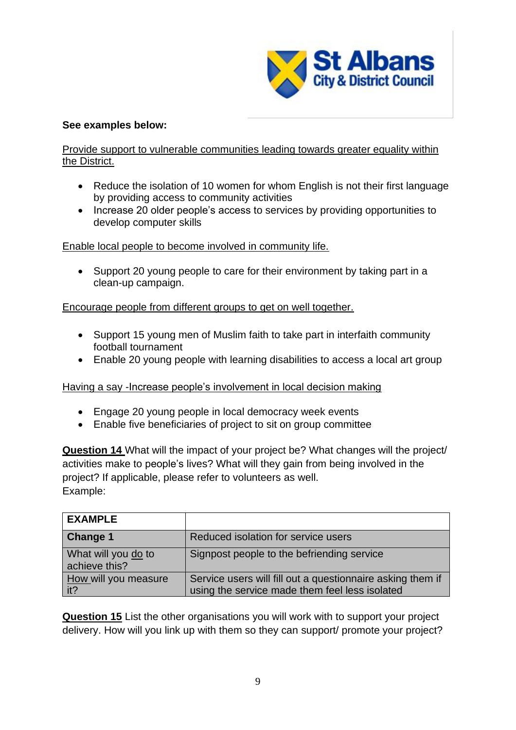**See examples below:**

<u>Provide support to vulnerable communities leading towards greater equality within the District.</u>

- Reduce the isolation of 10 women for whom English is not their first language by providing access to community activities
- Increase 20 older people's access to services by providing opportunities to develop computer skills

<u>Enable local people to become involved in community life.</u>

- Support 20 young people to care for their environment by taking part in a clean-up campaign.

<u>Encourage people from different groups to get on well together.</u>

- Support 15 young men of Muslim faith to take part in interfaith community football tournament
- Enable 20 young people with learning disabilities to access a local art group

<u>Having a say -Increase people's involvement in local decision making</u>

- Engage 20 young people in local democracy week events
- Enable five beneficiaries of project to sit on group committee

**<u>Question 14</u>** What will the impact of your project be? What changes will the project/ activities make to people's lives? What will they gain from being involved in the project? If applicable, please refer to volunteers as well.
Example:

| **EXAMPLE** | |
|---|---|
| **Change 1** | Reduced isolation for service users |
| What will you <u>do</u> to achieve this? | Signpost people to the befriending service |
| <u>How</u> will you measure it? | Service users will fill out a questionnaire asking them if using the service made them feel less isolated |

**<u>Question 15</u>** List the other organisations you will work with to support your project delivery. How will you link up with them so they can support/ promote your project?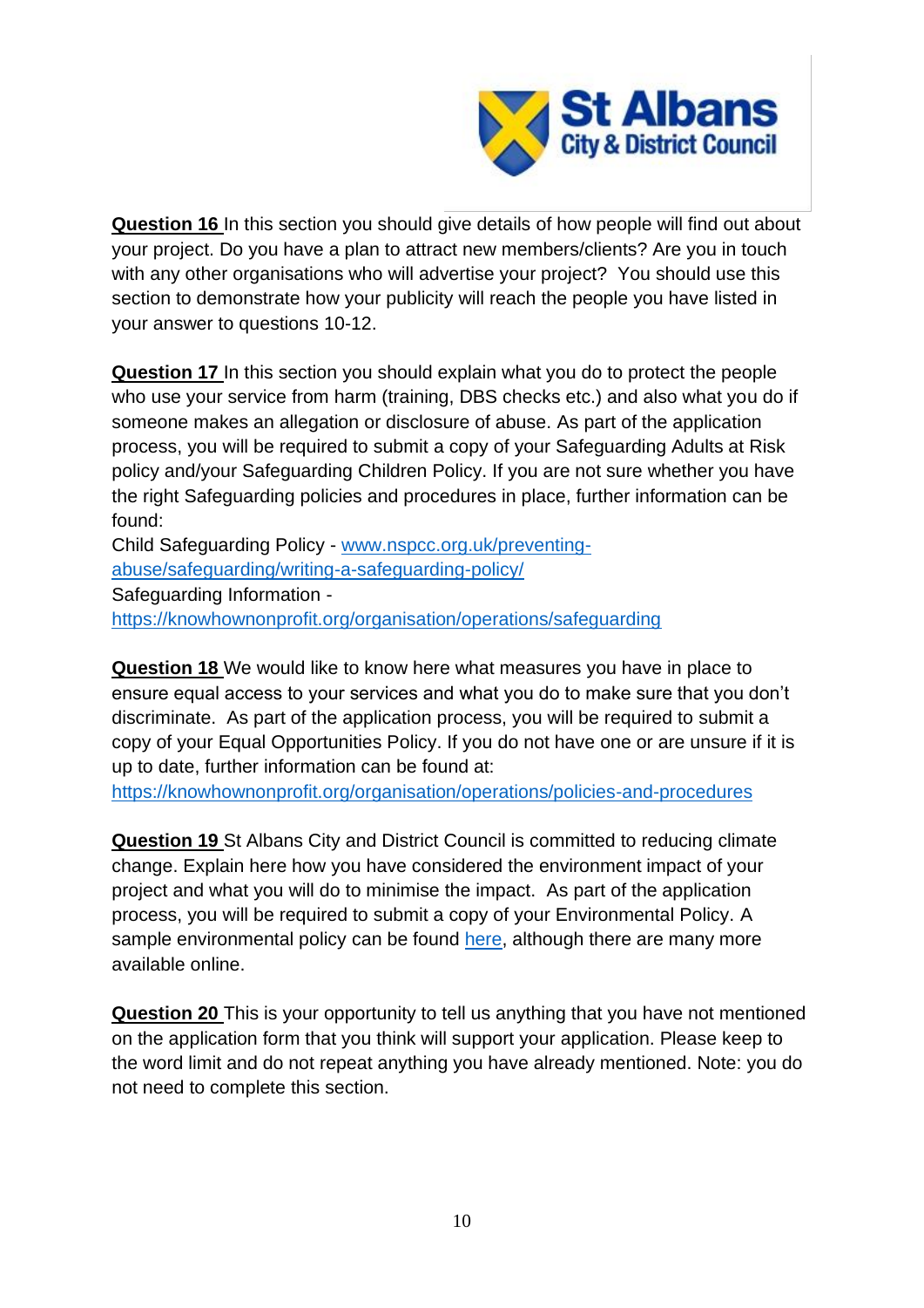**Question 16** In this section you should give details of how people will find out about your project. Do you have a plan to attract new members/clients? Are you in touch with any other organisations who will advertise your project? You should use this section to demonstrate how your publicity will reach the people you have listed in your answer to questions 10-12.

**Question 17** In this section you should explain what you do to protect the people who use your service from harm (training, DBS checks etc.) and also what you do if someone makes an allegation or disclosure of abuse. As part of the application process, you will be required to submit a copy of your Safeguarding Adults at Risk policy and/your Safeguarding Children Policy. If you are not sure whether you have the right Safeguarding policies and procedures in place, further information can be found:

Child Safeguarding Policy - [www.nspcc.org.uk/preventing-abuse/safeguarding/writing-a-safeguarding-policy/](http://www.nspcc.org.uk/preventing-abuse/safeguarding/writing-a-safeguarding-policy/)

Safeguarding Information - [https://knowhownonprofit.org/organisation/operations/safeguarding](https://knowhownonprofit.org/organisation/operations/safeguarding)

**Question 18** We would like to know here what measures you have in place to ensure equal access to your services and what you do to make sure that you don't discriminate. As part of the application process, you will be required to submit a copy of your Equal Opportunities Policy. If you do not have one or are unsure if it is up to date, further information can be found at: [https://knowhownonprofit.org/organisation/operations/policies-and-procedures](https://knowhownonprofit.org/organisation/operations/policies-and-procedures)

**Question 19** St Albans City and District Council is committed to reducing climate change. Explain here how you have considered the environment impact of your project and what you will do to minimise the impact. As part of the application process, you will be required to submit a copy of your Environmental Policy. A sample environmental policy can be found here, although there are many more available online.

**Question 20** This is your opportunity to tell us anything that you have not mentioned on the application form that you think will support your application. Please keep to the word limit and do not repeat anything you have already mentioned. Note: you do not need to complete this section.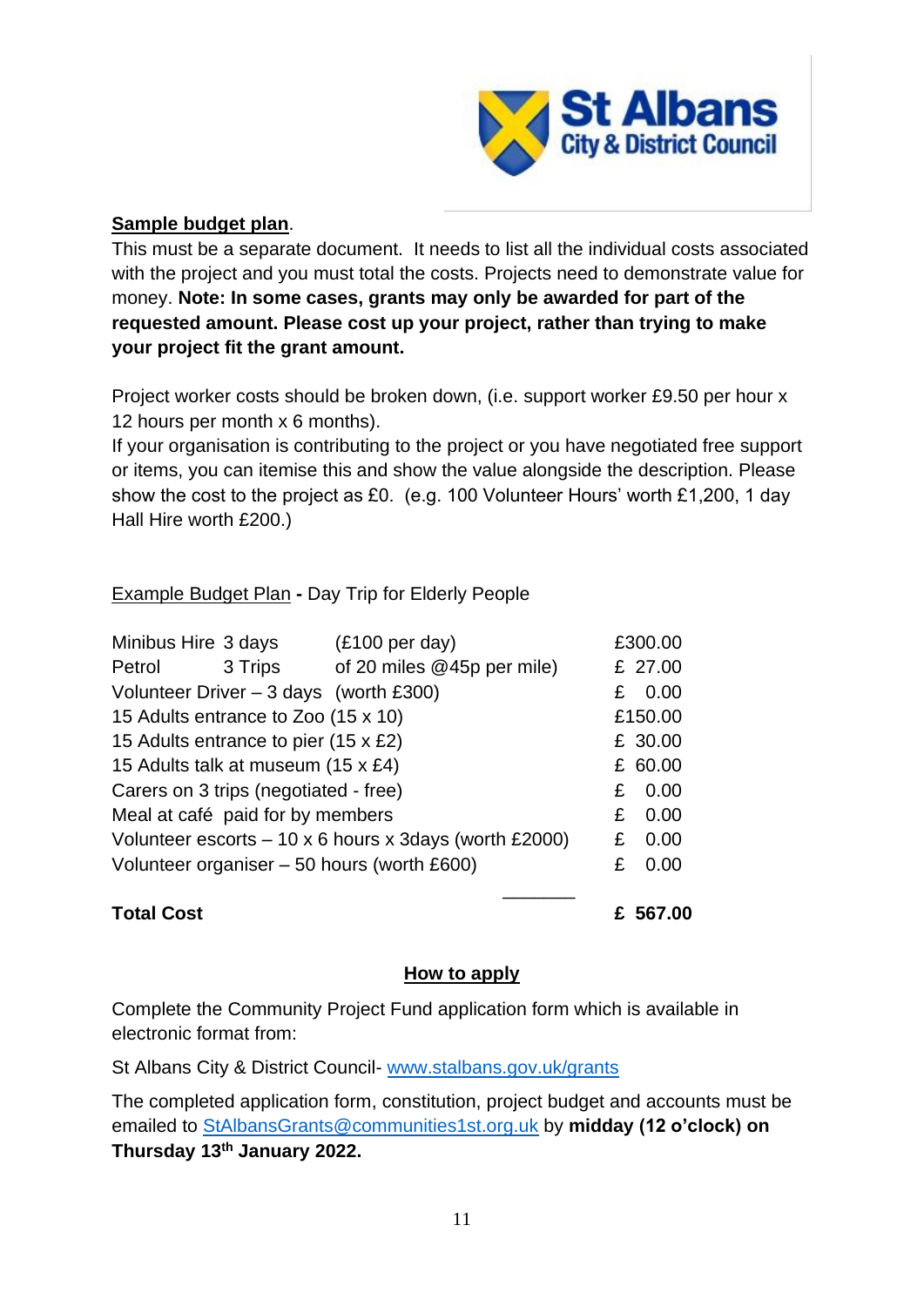**Sample budget plan**.

This must be a separate document. It needs to list all the individual costs associated with the project and you must total the costs. Projects need to demonstrate value for money. **Note: In some cases, grants may only be awarded for part of the requested amount. Please cost up your project, rather than trying to make your project fit the grant amount.**

Project worker costs should be broken down, (i.e. support worker £9.50 per hour x 12 hours per month x 6 months).

If your organisation is contributing to the project or you have negotiated free support or items, you can itemise this and show the value alongside the description. Please show the cost to the project as £0. (e.g. 100 Volunteer Hours' worth £1,200, 1 day Hall Hire worth £200.)

Example Budget Plan **-** Day Trip for Elderly People

| Item | Detail | Cost |
|---|---|---|
| Minibus Hire 3 days | (£100 per day) | £300.00 |
| Petrol 3 Trips | of 20 miles @45p per mile) | £ 27.00 |
| Volunteer Driver – 3 days | (worth £300) | £ 0.00 |
| 15 Adults entrance to Zoo (15 x 10) | | £150.00 |
| 15 Adults entrance to pier (15 x £2) | | £ 30.00 |
| 15 Adults talk at museum (15 x £4) | | £ 60.00 |
| Carers on 3 trips (negotiated - free) | | £ 0.00 |
| Meal at café paid for by members | | £ 0.00 |
| Volunteer escorts – 10 x 6 hours x 3days (worth £2000) | | £ 0.00 |
| Volunteer organiser – 50 hours (worth £600) | | £ 0.00 |
| **Total Cost** | | **£ 567.00** |

## How to apply

Complete the Community Project Fund application form which is available in electronic format from:

St Albans City & District Council- www.stalbans.gov.uk/grants

The completed application form, constitution, project budget and accounts must be emailed to StAlbansGrants@communities1st.org.uk by **midday (12 o'clock) on Thursday 13th January 2022.**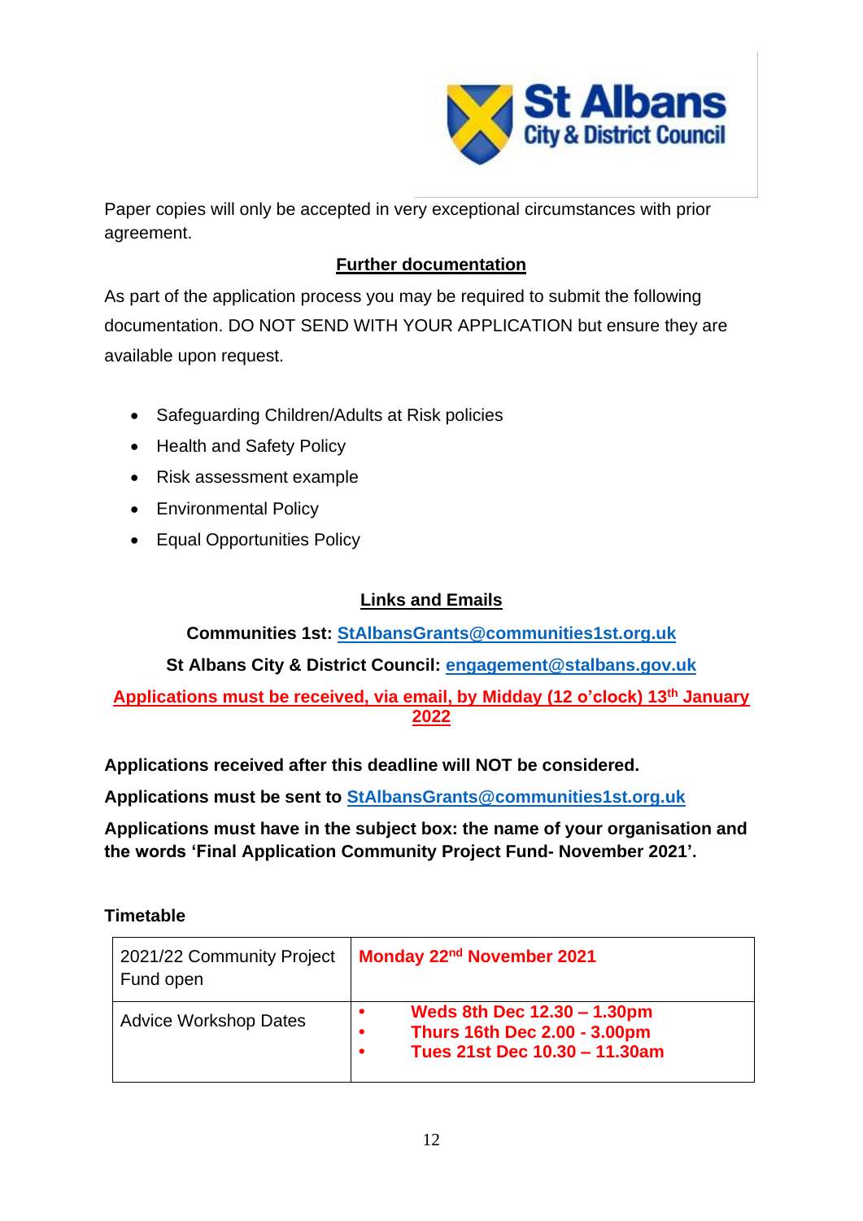Paper copies will only be accepted in very exceptional circumstances with prior agreement.

## Further documentation

As part of the application process you may be required to submit the following documentation. DO NOT SEND WITH YOUR APPLICATION but ensure they are available upon request.

- Safeguarding Children/Adults at Risk policies
- Health and Safety Policy
- Risk assessment example
- Environmental Policy
- Equal Opportunities Policy

## Links and Emails

**Communities 1st: StAlbansGrants@communities1st.org.uk**

**St Albans City & District Council: engagement@stalbans.gov.uk**

**Applications must be received, via email, by Midday (12 o'clock) 13th January 2022**

**Applications received after this deadline will NOT be considered.**

**Applications must be sent to StAlbansGrants@communities1st.org.uk**

**Applications must have in the subject box: the name of your organisation and the words 'Final Application Community Project Fund- November 2021'.**

**Timetable**

| | |
|---|---|
| 2021/22 Community Project Fund open | **Monday 22nd November 2021** |
| Advice Workshop Dates | • **Weds 8th Dec 12.30 – 1.30pm**<br>• **Thurs 16th Dec 2.00 - 3.00pm**<br>• **Tues 21st Dec 10.30 – 11.30am** |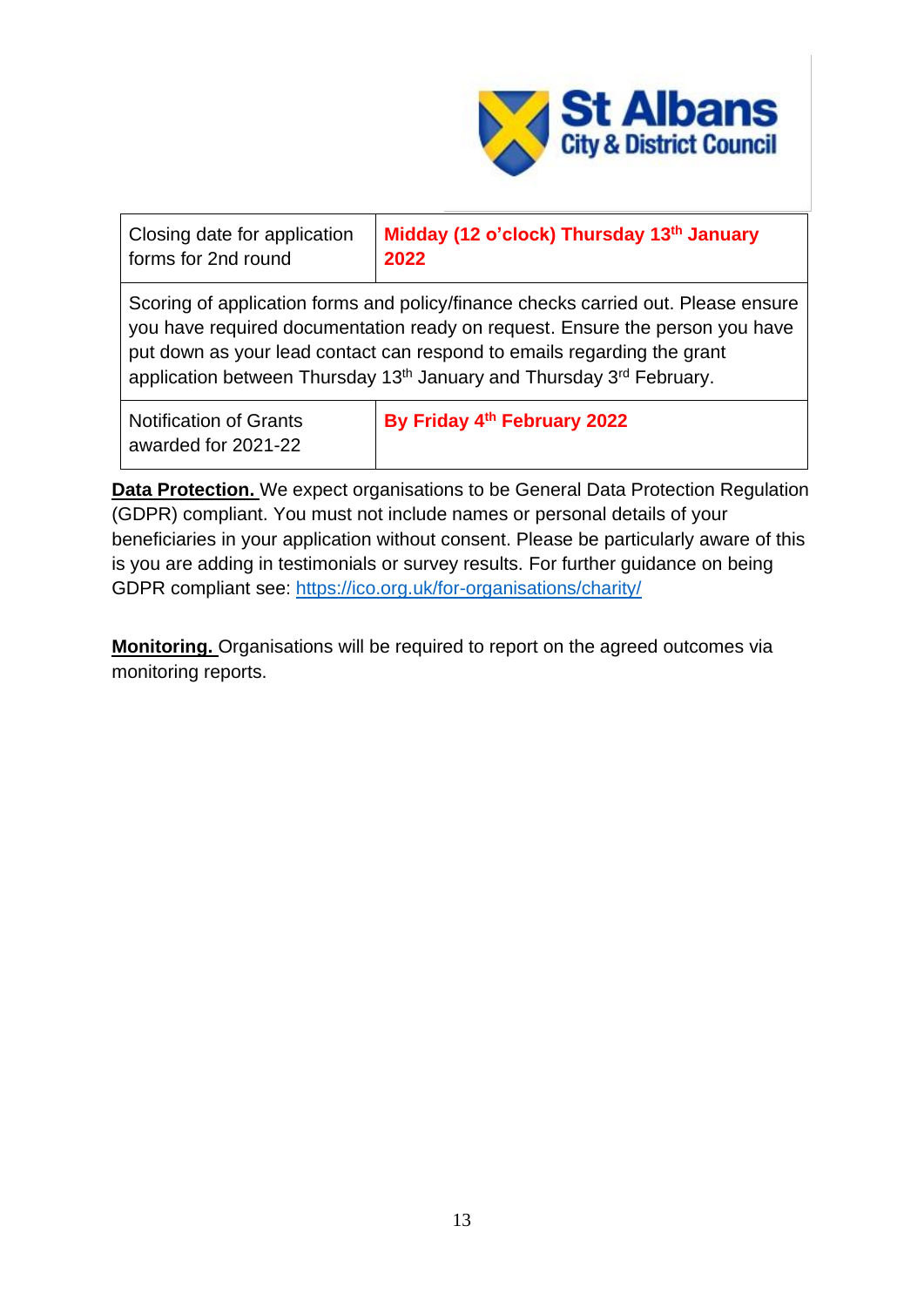St Albans City & District Council

| | |
|---|---|
| Closing date for application forms for 2nd round | **Midday (12 o'clock) Thursday 13th January 2022** |
| Scoring of application forms and policy/finance checks carried out. Please ensure you have required documentation ready on request. Ensure the person you have put down as your lead contact can respond to emails regarding the grant application between Thursday 13th January and Thursday 3rd February. | |
| Notification of Grants awarded for 2021-22 | **By Friday 4th February 2022** |

**Data Protection.** We expect organisations to be General Data Protection Regulation (GDPR) compliant. You must not include names or personal details of your beneficiaries in your application without consent. Please be particularly aware of this is you are adding in testimonials or survey results. For further guidance on being GDPR compliant see: https://ico.org.uk/for-organisations/charity/

**Monitoring.** Organisations will be required to report on the agreed outcomes via monitoring reports.